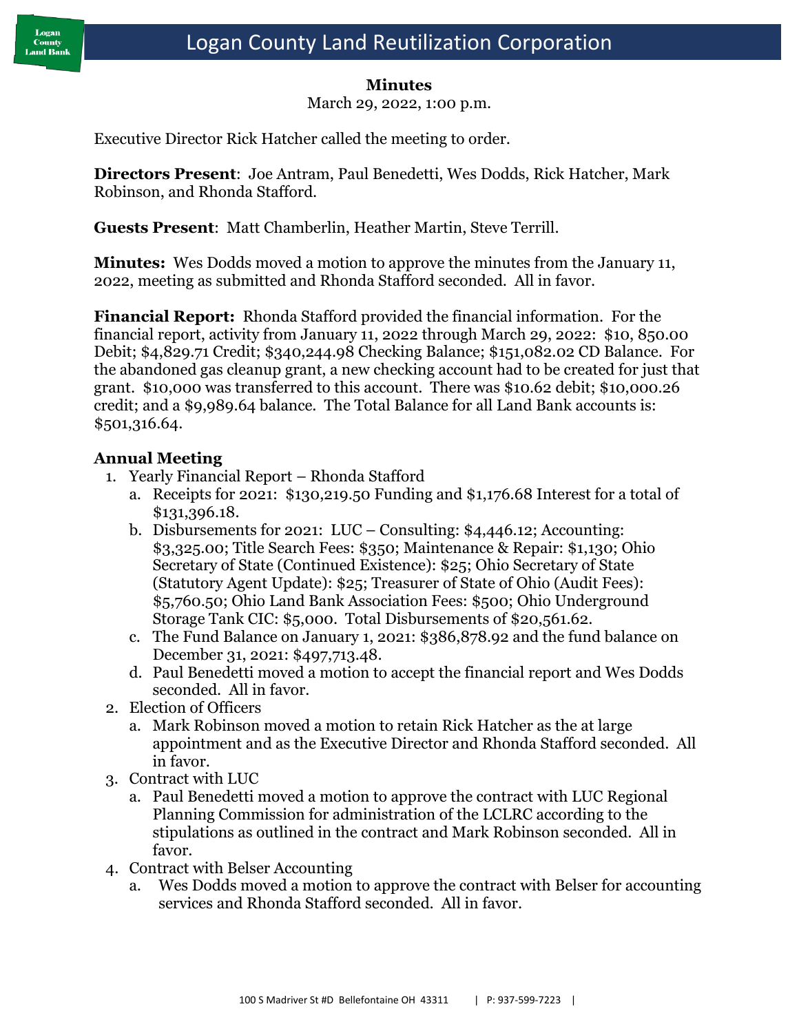# Logan County Land Reutilization Corporation

**Minutes**

March 29, 2022, 1:00 p.m.

Executive Director Rick Hatcher called the meeting to order.

**Directors Present**: Joe Antram, Paul Benedetti, Wes Dodds, Rick Hatcher, Mark Robinson, and Rhonda Stafford.

**Guests Present**: Matt Chamberlin, Heather Martin, Steve Terrill.

**Minutes:** Wes Dodds moved a motion to approve the minutes from the January 11, 2022, meeting as submitted and Rhonda Stafford seconded. All in favor.

**Financial Report:** Rhonda Stafford provided the financial information. For the financial report, activity from January 11, 2022 through March 29, 2022: $10, 850.00 Debit; $4,829.71 Credit; $340,244.98 Checking Balance; $151,082.02 CD Balance. For the abandoned gas cleanup grant, a new checking account had to be created for just that grant. $10,000 was transferred to this account. There was $10.62 debit; $10,000.26 credit; and a $9,989.64 balance. The Total Balance for all Land Bank accounts is: $501,316.64.

**Annual Meeting**

1. Yearly Financial Report – Rhonda Stafford
   a. Receipts for 2021: $130,219.50 Funding and $1,176.68 Interest for a total of $131,396.18.
   b. Disbursements for 2021: LUC – Consulting: $4,446.12; Accounting: $3,325.00; Title Search Fees: $350; Maintenance & Repair: $1,130; Ohio Secretary of State (Continued Existence): $25; Ohio Secretary of State (Statutory Agent Update): $25; Treasurer of State of Ohio (Audit Fees): $5,760.50; Ohio Land Bank Association Fees: $500; Ohio Underground Storage Tank CIC: $5,000. Total Disbursements of $20,561.62.
   c. The Fund Balance on January 1, 2021: $386,878.92 and the fund balance on December 31, 2021: $497,713.48.
   d. Paul Benedetti moved a motion to accept the financial report and Wes Dodds seconded. All in favor.
2. Election of Officers
   a. Mark Robinson moved a motion to retain Rick Hatcher as the at large appointment and as the Executive Director and Rhonda Stafford seconded. All in favor.
3. Contract with LUC
   a. Paul Benedetti moved a motion to approve the contract with LUC Regional Planning Commission for administration of the LCLRC according to the stipulations as outlined in the contract and Mark Robinson seconded. All in favor.
4. Contract with Belser Accounting
   a. Wes Dodds moved a motion to approve the contract with Belser for accounting services and Rhonda Stafford seconded. All in favor.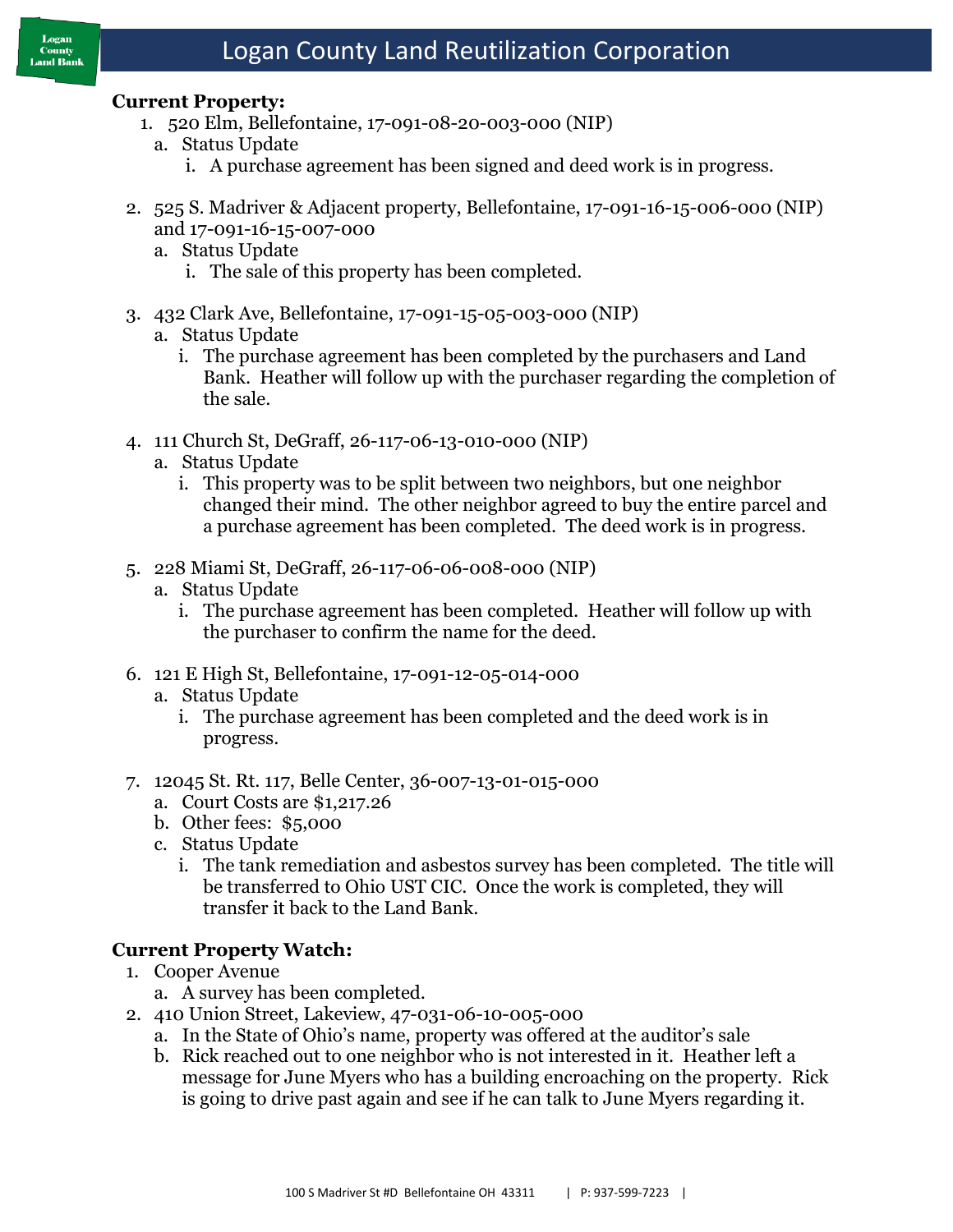**Current Property:**

1. 520 Elm, Bellefontaine, 17-091-08-20-003-000 (NIP)
   a. Status Update
      i. A purchase agreement has been signed and deed work is in progress.

2. 525 S. Madriver & Adjacent property, Bellefontaine, 17-091-16-15-006-000 (NIP) and 17-091-16-15-007-000
   a. Status Update
      i. The sale of this property has been completed.

3. 432 Clark Ave, Bellefontaine, 17-091-15-05-003-000 (NIP)
   a. Status Update
      i. The purchase agreement has been completed by the purchasers and Land Bank. Heather will follow up with the purchaser regarding the completion of the sale.

4. 111 Church St, DeGraff, 26-117-06-13-010-000 (NIP)
   a. Status Update
      i. This property was to be split between two neighbors, but one neighbor changed their mind. The other neighbor agreed to buy the entire parcel and a purchase agreement has been completed. The deed work is in progress.

5. 228 Miami St, DeGraff, 26-117-06-06-008-000 (NIP)
   a. Status Update
      i. The purchase agreement has been completed. Heather will follow up with the purchaser to confirm the name for the deed.

6. 121 E High St, Bellefontaine, 17-091-12-05-014-000
   a. Status Update
      i. The purchase agreement has been completed and the deed work is in progress.

7. 12045 St. Rt. 117, Belle Center, 36-007-13-01-015-000
   a. Court Costs are $1,217.26
   b. Other fees: $5,000
   c. Status Update
      i. The tank remediation and asbestos survey has been completed. The title will be transferred to Ohio UST CIC. Once the work is completed, they will transfer it back to the Land Bank.

**Current Property Watch:**

1. Cooper Avenue
   a. A survey has been completed.
2. 410 Union Street, Lakeview, 47-031-06-10-005-000
   a. In the State of Ohio's name, property was offered at the auditor's sale
   b. Rick reached out to one neighbor who is not interested in it. Heather left a message for June Myers who has a building encroaching on the property. Rick is going to drive past again and see if he can talk to June Myers regarding it.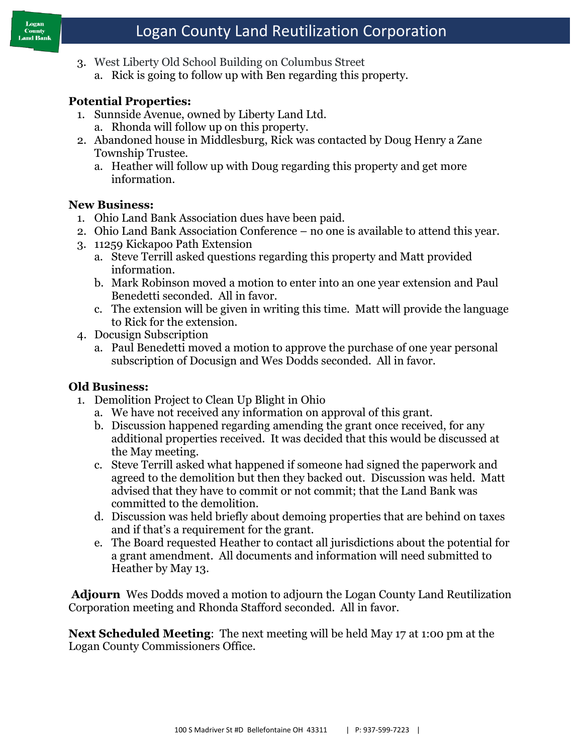3. West Liberty Old School Building on Columbus Street
   a. Rick is going to follow up with Ben regarding this property.

**Potential Properties:**

1. Sunnside Avenue, owned by Liberty Land Ltd.
   a. Rhonda will follow up on this property.
2. Abandoned house in Middlesburg, Rick was contacted by Doug Henry a Zane Township Trustee.
   a. Heather will follow up with Doug regarding this property and get more information.

**New Business:**

1. Ohio Land Bank Association dues have been paid.
2. Ohio Land Bank Association Conference – no one is available to attend this year.
3. 11259 Kickapoo Path Extension
   a. Steve Terrill asked questions regarding this property and Matt provided information.
   b. Mark Robinson moved a motion to enter into an one year extension and Paul Benedetti seconded. All in favor.
   c. The extension will be given in writing this time. Matt will provide the language to Rick for the extension.
4. Docusign Subscription
   a. Paul Benedetti moved a motion to approve the purchase of one year personal subscription of Docusign and Wes Dodds seconded. All in favor.

**Old Business:**

1. Demolition Project to Clean Up Blight in Ohio
   a. We have not received any information on approval of this grant.
   b. Discussion happened regarding amending the grant once received, for any additional properties received. It was decided that this would be discussed at the May meeting.
   c. Steve Terrill asked what happened if someone had signed the paperwork and agreed to the demolition but then they backed out. Discussion was held. Matt advised that they have to commit or not commit; that the Land Bank was committed to the demolition.
   d. Discussion was held briefly about demoing properties that are behind on taxes and if that's a requirement for the grant.
   e. The Board requested Heather to contact all jurisdictions about the potential for a grant amendment. All documents and information will need submitted to Heather by May 13.

**Adjourn** Wes Dodds moved a motion to adjourn the Logan County Land Reutilization Corporation meeting and Rhonda Stafford seconded. All in favor.

**Next Scheduled Meeting**: The next meeting will be held May 17 at 1:00 pm at the Logan County Commissioners Office.